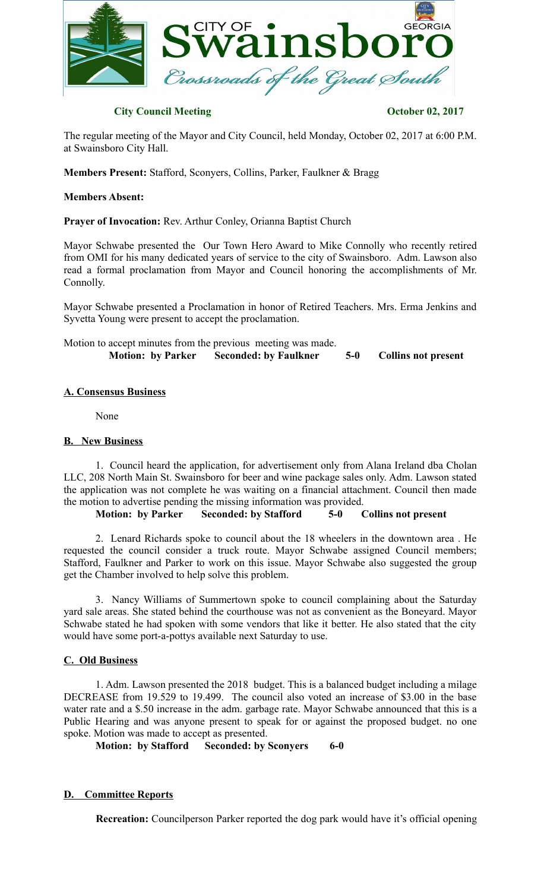**City Council Meeting** **October 02, 2017**

The regular meeting of the Mayor and City Council, held Monday, October 02, 2017 at 6:00 P.M. at Swainsboro City Hall.

**Members Present:** Stafford, Sconyers, Collins, Parker, Faulkner & Bragg

**Members Absent:**

**Prayer of Invocation:** Rev. Arthur Conley, Orianna Baptist Church

Mayor Schwabe presented the Our Town Hero Award to Mike Connolly who recently retired from OMI for his many dedicated years of service to the city of Swainsboro. Adm. Lawson also read a formal proclamation from Mayor and Council honoring the accomplishments of Mr. Connolly.

Mayor Schwabe presented a Proclamation in honor of Retired Teachers. Mrs. Erma Jenkins and Syvetta Young were present to accept the proclamation.

Motion to accept minutes from the previous meeting was made.

**Motion: by Parker Seconded: by Faulkner 5-0 Collins not present**

## A. Consensus Business

None

## B. New Business

1. Council heard the application, for advertisement only from Alana Ireland dba Cholan LLC, 208 North Main St. Swainsboro for beer and wine package sales only. Adm. Lawson stated the application was not complete he was waiting on a financial attachment. Council then made the motion to advertise pending the missing information was provided.

**Motion: by Parker Seconded: by Stafford 5-0 Collins not present**

2. Lenard Richards spoke to council about the 18 wheelers in the downtown area . He requested the council consider a truck route. Mayor Schwabe assigned Council members; Stafford, Faulkner and Parker to work on this issue. Mayor Schwabe also suggested the group get the Chamber involved to help solve this problem.

3. Nancy Williams of Summertown spoke to council complaining about the Saturday yard sale areas. She stated behind the courthouse was not as convenient as the Boneyard. Mayor Schwabe stated he had spoken with some vendors that like it better. He also stated that the city would have some port-a-pottys available next Saturday to use.

## C. Old Business

1. Adm. Lawson presented the 2018 budget. This is a balanced budget including a milage DECREASE from 19.529 to 19.499. The council also voted an increase of $3.00 in the base water rate and a $.50 increase in the adm. garbage rate. Mayor Schwabe announced that this is a Public Hearing and was anyone present to speak for or against the proposed budget. no one spoke. Motion was made to accept as presented.

**Motion: by Stafford Seconded: by Sconyers 6-0**

## D. Committee Reports

**Recreation:** Councilperson Parker reported the dog park would have it's official opening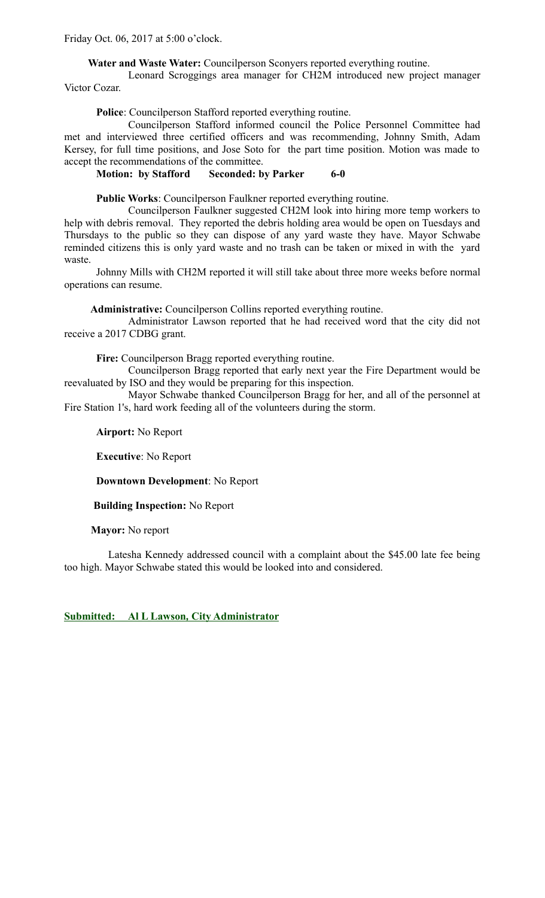Friday Oct. 06, 2017 at 5:00 o'clock.

**Water and Waste Water:** Councilperson Sconyers reported everything routine.

Leonard Scroggings area manager for CH2M introduced new project manager Victor Cozar.

**Police**: Councilperson Stafford reported everything routine.

Councilperson Stafford informed council the Police Personnel Committee had met and interviewed three certified officers and was recommending, Johnny Smith, Adam Kersey, for full time positions, and Jose Soto for the part time position. Motion was made to accept the recommendations of the committee.

**Motion: by Stafford Seconded: by Parker 6-0**

**Public Works**: Councilperson Faulkner reported everything routine.

Councilperson Faulkner suggested CH2M look into hiring more temp workers to help with debris removal. They reported the debris holding area would be open on Tuesdays and Thursdays to the public so they can dispose of any yard waste they have. Mayor Schwabe reminded citizens this is only yard waste and no trash can be taken or mixed in with the yard waste.

Johnny Mills with CH2M reported it will still take about three more weeks before normal operations can resume.

**Administrative:** Councilperson Collins reported everything routine.

Administrator Lawson reported that he had received word that the city did not receive a 2017 CDBG grant.

**Fire:** Councilperson Bragg reported everything routine.

Councilperson Bragg reported that early next year the Fire Department would be reevaluated by ISO and they would be preparing for this inspection.

Mayor Schwabe thanked Councilperson Bragg for her, and all of the personnel at Fire Station 1's, hard work feeding all of the volunteers during the storm.

**Airport:** No Report

**Executive**: No Report

**Downtown Development**: No Report

**Building Inspection:** No Report

**Mayor:** No report

Latesha Kennedy addressed council with a complaint about the $45.00 late fee being too high. Mayor Schwabe stated this would be looked into and considered.

**Submitted: Al L Lawson, City Administrator**